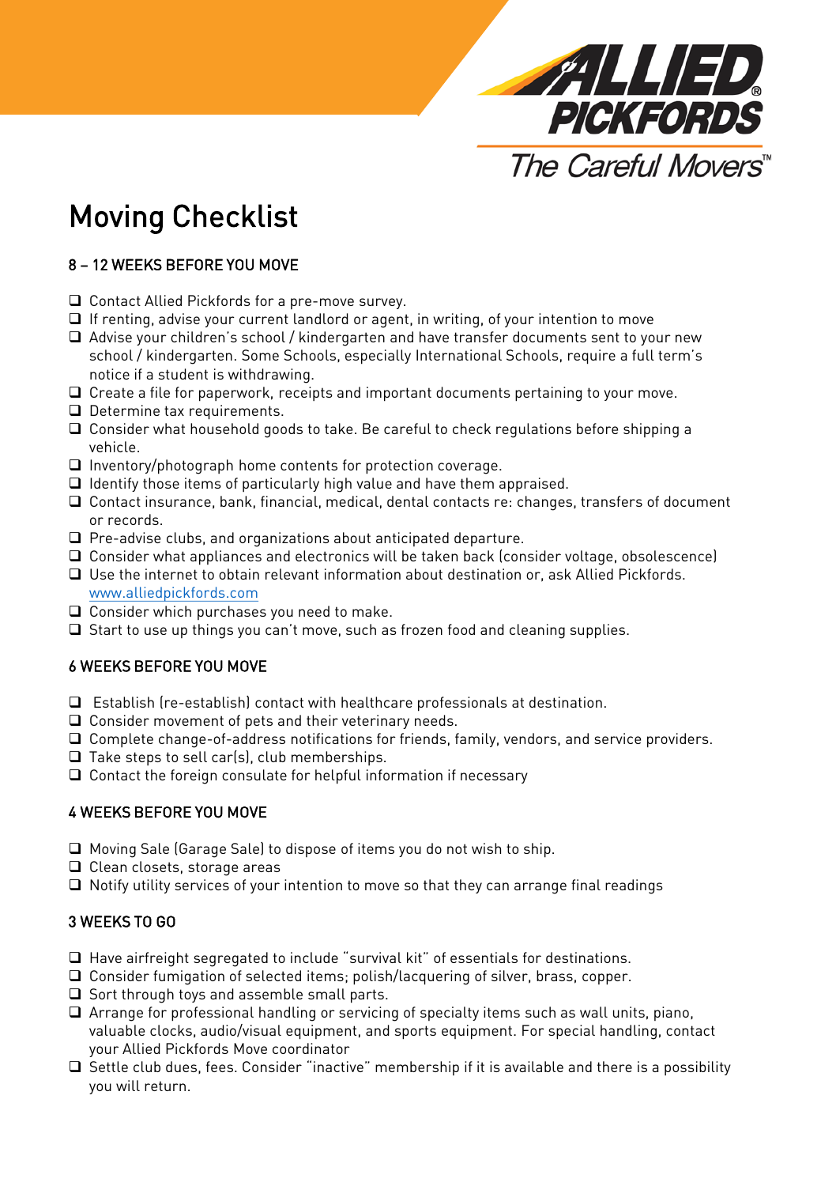# Moving Checklist

## 8 – 12 WEEKS BEFORE YOU MOVE

- ❑ Contact Allied Pickfords for a pre-move survey.
- ❑ If renting, advise your current landlord or agent, in writing, of your intention to move
- ❑ Advise your children's school / kindergarten and have transfer documents sent to your new school / kindergarten. Some Schools, especially International Schools, require a full term's notice if a student is withdrawing.
- ❑ Create a file for paperwork, receipts and important documents pertaining to your move.
- ❑ Determine tax requirements.
- ❑ Consider what household goods to take. Be careful to check regulations before shipping a vehicle.
- ❑ Inventory/photograph home contents for protection coverage.
- ❑ Identify those items of particularly high value and have them appraised.
- ❑ Contact insurance, bank, financial, medical, dental contacts re: changes, transfers of document or records.
- ❑ Pre-advise clubs, and organizations about anticipated departure.
- ❑ Consider what appliances and electronics will be taken back (consider voltage, obsolescence)
- ❑ Use the internet to obtain relevant information about destination or, ask Allied Pickfords. www.alliedpickfords.com
- ❑ Consider which purchases you need to make.
- ❑ Start to use up things you can't move, such as frozen food and cleaning supplies.

## 6 WEEKS BEFORE YOU MOVE

- ❑ Establish (re-establish) contact with healthcare professionals at destination.
- ❑ Consider movement of pets and their veterinary needs.
- ❑ Complete change-of-address notifications for friends, family, vendors, and service providers.
- ❑ Take steps to sell car(s), club memberships.
- ❑ Contact the foreign consulate for helpful information if necessary

## 4 WEEKS BEFORE YOU MOVE

- ❑ Moving Sale (Garage Sale) to dispose of items you do not wish to ship.
- ❑ Clean closets, storage areas
- ❑ Notify utility services of your intention to move so that they can arrange final readings

## 3 WEEKS TO GO

- ❑ Have airfreight segregated to include "survival kit" of essentials for destinations.
- ❑ Consider fumigation of selected items; polish/lacquering of silver, brass, copper.
- ❑ Sort through toys and assemble small parts.
- ❑ Arrange for professional handling or servicing of specialty items such as wall units, piano, valuable clocks, audio/visual equipment, and sports equipment. For special handling, contact your Allied Pickfords Move coordinator
- ❑ Settle club dues, fees. Consider "inactive" membership if it is available and there is a possibility you will return.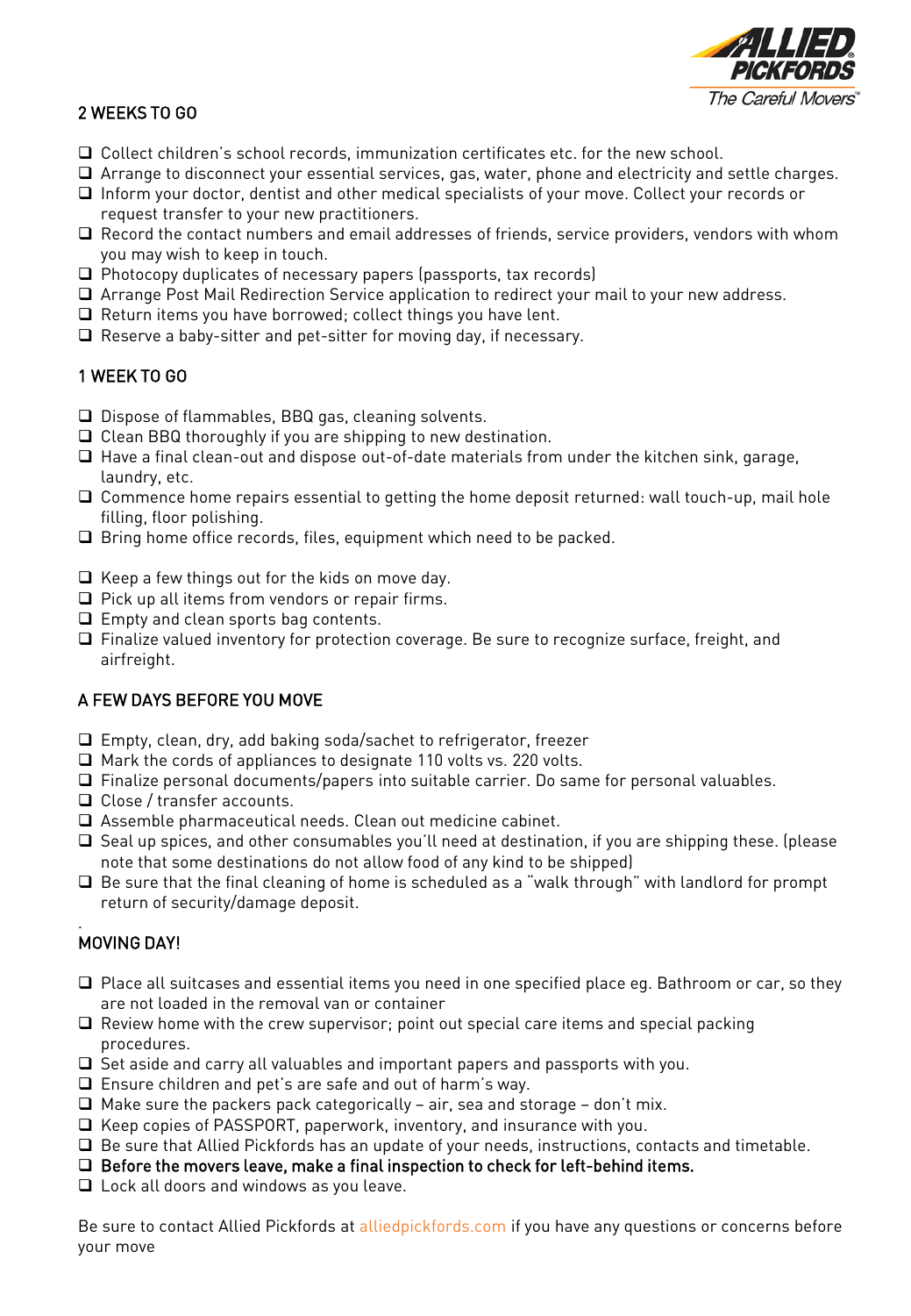## 2 WEEKS TO GO

- ❑ Collect children's school records, immunization certificates etc. for the new school.
- ❑ Arrange to disconnect your essential services, gas, water, phone and electricity and settle charges.
- ❑ Inform your doctor, dentist and other medical specialists of your move. Collect your records or request transfer to your new practitioners.
- ❑ Record the contact numbers and email addresses of friends, service providers, vendors with whom you may wish to keep in touch.
- ❑ Photocopy duplicates of necessary papers (passports, tax records)
- ❑ Arrange Post Mail Redirection Service application to redirect your mail to your new address.
- ❑ Return items you have borrowed; collect things you have lent.
- ❑ Reserve a baby-sitter and pet-sitter for moving day, if necessary.

## 1 WEEK TO GO

- ❑ Dispose of flammables, BBQ gas, cleaning solvents.
- ❑ Clean BBQ thoroughly if you are shipping to new destination.
- ❑ Have a final clean-out and dispose out-of-date materials from under the kitchen sink, garage, laundry, etc.
- ❑ Commence home repairs essential to getting the home deposit returned: wall touch-up, mail hole filling, floor polishing.
- ❑ Bring home office records, files, equipment which need to be packed.

- ❑ Keep a few things out for the kids on move day.
- ❑ Pick up all items from vendors or repair firms.
- ❑ Empty and clean sports bag contents.
- ❑ Finalize valued inventory for protection coverage. Be sure to recognize surface, freight, and airfreight.

## A FEW DAYS BEFORE YOU MOVE

- ❑ Empty, clean, dry, add baking soda/sachet to refrigerator, freezer
- ❑ Mark the cords of appliances to designate 110 volts vs. 220 volts.
- ❑ Finalize personal documents/papers into suitable carrier. Do same for personal valuables.
- ❑ Close / transfer accounts.
- ❑ Assemble pharmaceutical needs. Clean out medicine cabinet.
- ❑ Seal up spices, and other consumables you'll need at destination, if you are shipping these. (please note that some destinations do not allow food of any kind to be shipped)
- ❑ Be sure that the final cleaning of home is scheduled as a "walk through" with landlord for prompt return of security/damage deposit.

## MOVING DAY!

- ❑ Place all suitcases and essential items you need in one specified place eg. Bathroom or car, so they are not loaded in the removal van or container
- ❑ Review home with the crew supervisor; point out special care items and special packing procedures.
- ❑ Set aside and carry all valuables and important papers and passports with you.
- ❑ Ensure children and pet's are safe and out of harm's way.
- ❑ Make sure the packers pack categorically – air, sea and storage – don't mix.
- ❑ Keep copies of PASSPORT, paperwork, inventory, and insurance with you.
- ❑ Be sure that Allied Pickfords has an update of your needs, instructions, contacts and timetable.
- ❑ **Before the movers leave, make a final inspection to check for left-behind items.**
- ❑ Lock all doors and windows as you leave.

Be sure to contact Allied Pickfords at alliedpickfords.com if you have any questions or concerns before your move